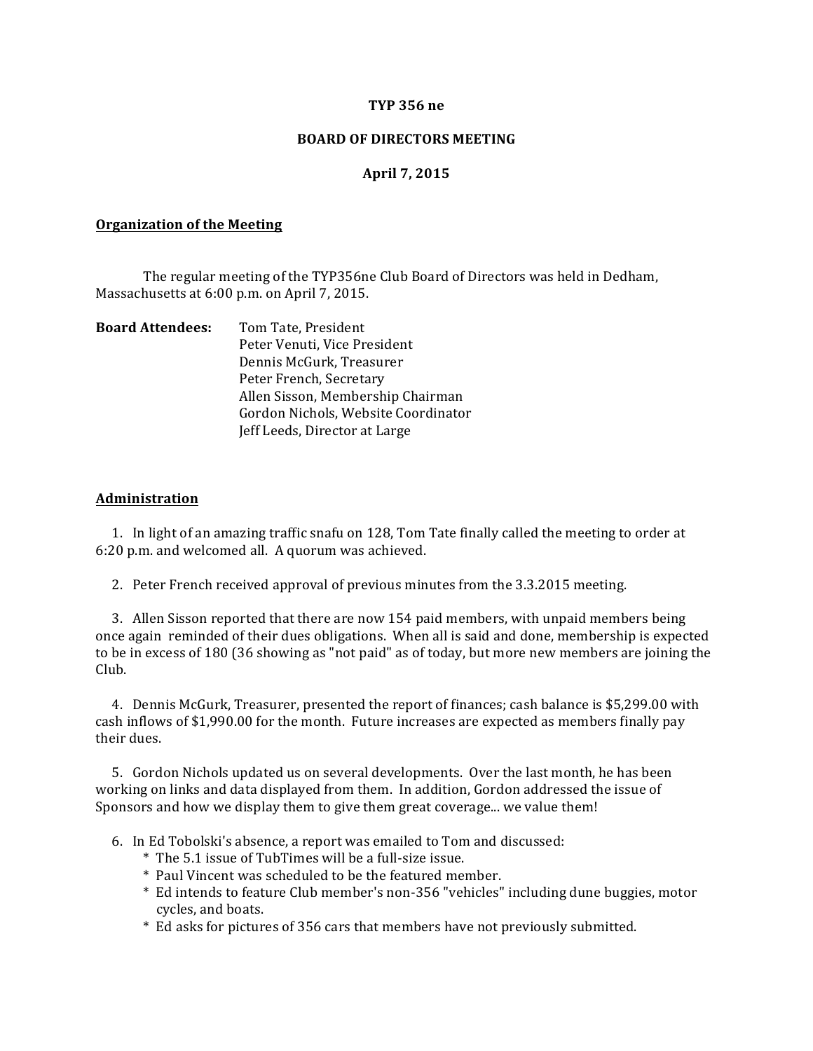**TYP 356 ne**

**BOARD OF DIRECTORS MEETING**

**April 7, 2015**

## Organization of the Meeting

The regular meeting of the TYP356ne Club Board of Directors was held in Dedham, Massachusetts at 6:00 p.m. on April 7, 2015.

**Board Attendees:**

- Tom Tate, President
- Peter Venuti, Vice President
- Dennis McGurk, Treasurer
- Peter French, Secretary
- Allen Sisson, Membership Chairman
- Gordon Nichols, Website Coordinator
- Jeff Leeds, Director at Large

## Administration

1. In light of an amazing traffic snafu on 128, Tom Tate finally called the meeting to order at 6:20 p.m. and welcomed all. A quorum was achieved.

2. Peter French received approval of previous minutes from the 3.3.2015 meeting.

3. Allen Sisson reported that there are now 154 paid members, with unpaid members being once again reminded of their dues obligations. When all is said and done, membership is expected to be in excess of 180 (36 showing as "not paid" as of today, but more new members are joining the Club.

4. Dennis McGurk, Treasurer, presented the report of finances; cash balance is $5,299.00 with cash inflows of $1,990.00 for the month. Future increases are expected as members finally pay their dues.

5. Gordon Nichols updated us on several developments. Over the last month, he has been working on links and data displayed from them. In addition, Gordon addressed the issue of Sponsors and how we display them to give them great coverage... we value them!

6. In Ed Tobolski's absence, a report was emailed to Tom and discussed:
   * The 5.1 issue of TubTimes will be a full-size issue.
   * Paul Vincent was scheduled to be the featured member.
   * Ed intends to feature Club member's non-356 "vehicles" including dune buggies, motor cycles, and boats.
   * Ed asks for pictures of 356 cars that members have not previously submitted.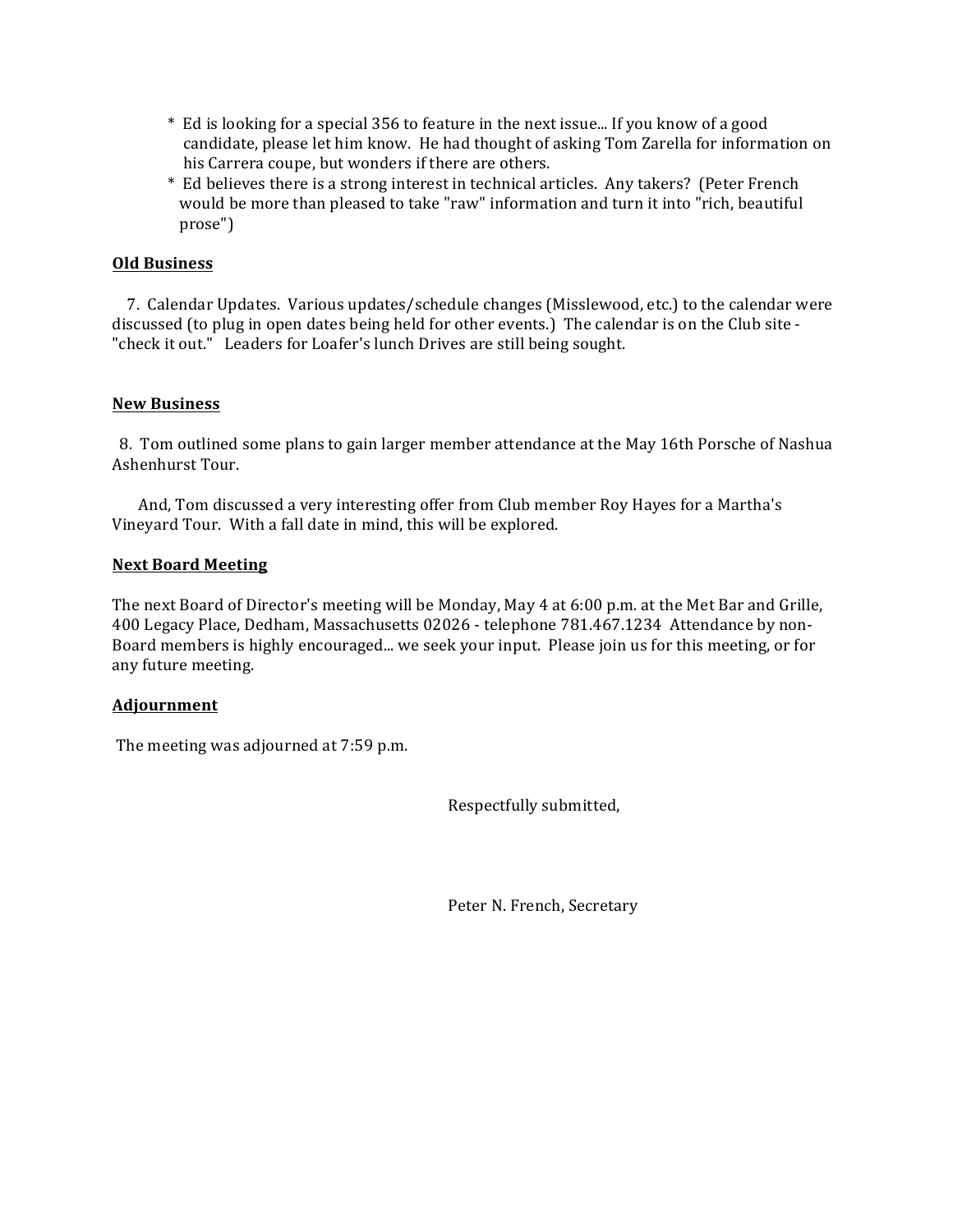* Ed is looking for a special 356 to feature in the next issue... If you know of a good candidate, please let him know. He had thought of asking Tom Zarella for information on his Carrera coupe, but wonders if there are others.
* Ed believes there is a strong interest in technical articles. Any takers? (Peter French would be more than pleased to take "raw" information and turn it into "rich, beautiful prose")

**Old Business**

7. Calendar Updates. Various updates/schedule changes (Misslewood, etc.) to the calendar were discussed (to plug in open dates being held for other events.) The calendar is on the Club site - "check it out." Leaders for Loafer's lunch Drives are still being sought.

**New Business**

8. Tom outlined some plans to gain larger member attendance at the May 16th Porsche of Nashua Ashenhurst Tour.

And, Tom discussed a very interesting offer from Club member Roy Hayes for a Martha's Vineyard Tour. With a fall date in mind, this will be explored.

**Next Board Meeting**

The next Board of Director's meeting will be Monday, May 4 at 6:00 p.m. at the Met Bar and Grille, 400 Legacy Place, Dedham, Massachusetts 02026 - telephone 781.467.1234 Attendance by non-Board members is highly encouraged... we seek your input. Please join us for this meeting, or for any future meeting.

**Adjournment**

The meeting was adjourned at 7:59 p.m.

Respectfully submitted,

Peter N. French, Secretary